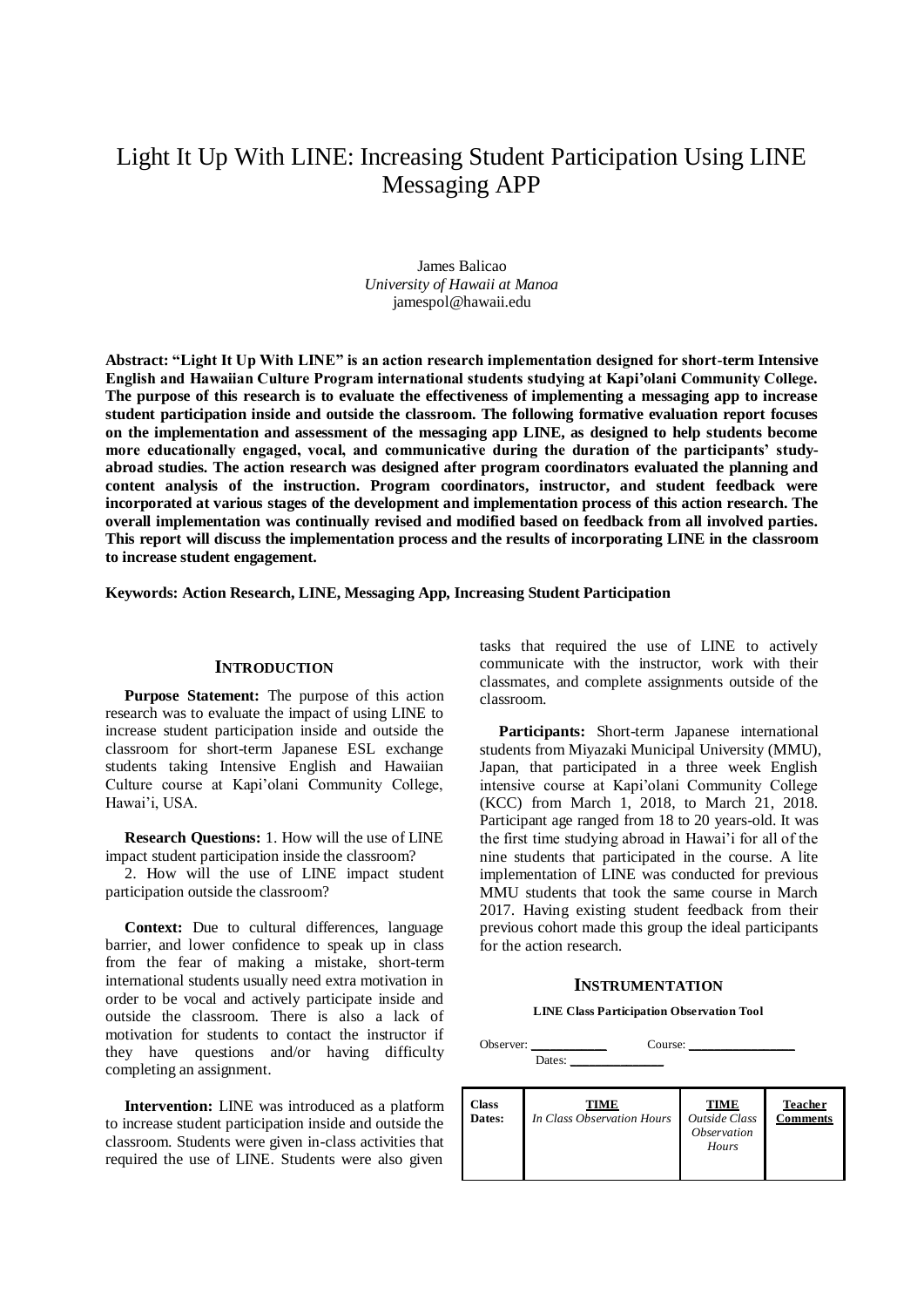# Light It Up With LINE: Increasing Student Participation Using LINE Messaging APP

James Balicao
*University of Hawaii at Manoa*
jamespol@hawaii.edu

**Abstract: "Light It Up With LINE" is an action research implementation designed for short-term Intensive English and Hawaiian Culture Program international students studying at Kapi'olani Community College. The purpose of this research is to evaluate the effectiveness of implementing a messaging app to increase student participation inside and outside the classroom. The following formative evaluation report focuses on the implementation and assessment of the messaging app LINE, as designed to help students become more educationally engaged, vocal, and communicative during the duration of the participants' study-abroad studies. The action research was designed after program coordinators evaluated the planning and content analysis of the instruction. Program coordinators, instructor, and student feedback were incorporated at various stages of the development and implementation process of this action research. The overall implementation was continually revised and modified based on feedback from all involved parties. This report will discuss the implementation process and the results of incorporating LINE in the classroom to increase student engagement.**

**Keywords: Action Research, LINE, Messaging App, Increasing Student Participation**

## INTRODUCTION

**Purpose Statement:** The purpose of this action research was to evaluate the impact of using LINE to increase student participation inside and outside the classroom for short-term Japanese ESL exchange students taking Intensive English and Hawaiian Culture course at Kapi'olani Community College, Hawai'i, USA.

**Research Questions:** 1. How will the use of LINE impact student participation inside the classroom?

2. How will the use of LINE impact student participation outside the classroom?

**Context:** Due to cultural differences, language barrier, and lower confidence to speak up in class from the fear of making a mistake, short-term international students usually need extra motivation in order to be vocal and actively participate inside and outside the classroom. There is also a lack of motivation for students to contact the instructor if they have questions and/or having difficulty completing an assignment.

**Intervention:** LINE was introduced as a platform to increase student participation inside and outside the classroom. Students were given in-class activities that required the use of LINE. Students were also given tasks that required the use of LINE to actively communicate with the instructor, work with their classmates, and complete assignments outside of the classroom.

**Participants:** Short-term Japanese international students from Miyazaki Municipal University (MMU), Japan, that participated in a three week English intensive course at Kapi'olani Community College (KCC) from March 1, 2018, to March 21, 2018. Participant age ranged from 18 to 20 years-old. It was the first time studying abroad in Hawai'i for all of the nine students that participated in the course. A lite implementation of LINE was conducted for previous MMU students that took the same course in March 2017. Having existing student feedback from their previous cohort made this group the ideal participants for the action research.

## INSTRUMENTATION

**LINE Class Participation Observation Tool**

Observer: __________ Course: __________
Dates: __________

| **Class Dates:** | **TIME** *In Class Observation Hours* | **TIME** *Outside Class Observation Hours* | **Teacher Comments** |
|---|---|---|---|
| | | | |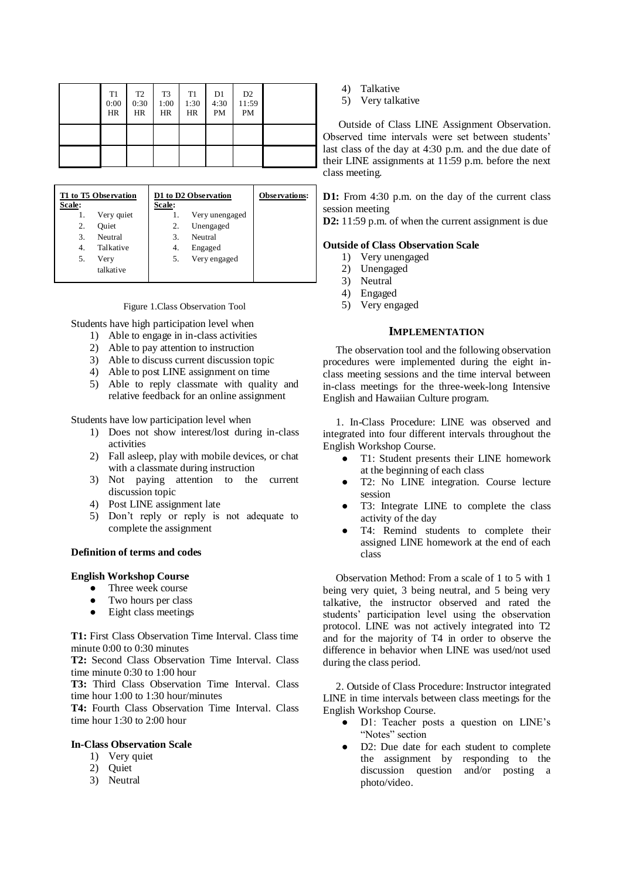| | T1 0:00 HR | T2 0:30 HR | T3 1:00 HR | T1 1:30 HR | D1 4:30 PM | D2 11:59 PM | |
|---|---|---|---|---|---|---|---|
| | | | | | | | |
| | | | | | | | |

| T1 to T5 Observation Scale: | D1 to D2 Observation Scale: | Observations: |
|---|---|---|
| 1. Very quiet<br>2. Quiet<br>3. Neutral<br>4. Talkative<br>5. Very talkative | 1. Very unengaged<br>2. Unengaged<br>3. Neutral<br>4. Engaged<br>5. Very engaged | |

Figure 1.Class Observation Tool

Students have high participation level when

1) Able to engage in in-class activities
2) Able to pay attention to instruction
3) Able to discuss current discussion topic
4) Able to post LINE assignment on time
5) Able to reply classmate with quality and relative feedback for an online assignment

Students have low participation level when

1) Does not show interest/lost during in-class activities
2) Fall asleep, play with mobile devices, or chat with a classmate during instruction
3) Not paying attention to the current discussion topic
4) Post LINE assignment late
5) Don't reply or reply is not adequate to complete the assignment

**Definition of terms and codes**

**English Workshop Course**

- Three week course
- Two hours per class
- Eight class meetings

**T1:** First Class Observation Time Interval. Class time minute 0:00 to 0:30 minutes

**T2:** Second Class Observation Time Interval. Class time minute 0:30 to 1:00 hour

**T3:** Third Class Observation Time Interval. Class time hour 1:00 to 1:30 hour/minutes

**T4:** Fourth Class Observation Time Interval. Class time hour 1:30 to 2:00 hour

**In-Class Observation Scale**

1) Very quiet
2) Quiet
3) Neutral
4) Talkative
5) Very talkative

Outside of Class LINE Assignment Observation. Observed time intervals were set between students' last class of the day at 4:30 p.m. and the due date of their LINE assignments at 11:59 p.m. before the next class meeting.

**D1:** From 4:30 p.m. on the day of the current class session meeting

**D2:** 11:59 p.m. of when the current assignment is due

**Outside of Class Observation Scale**

1) Very unengaged
2) Unengaged
3) Neutral
4) Engaged
5) Very engaged

## IMPLEMENTATION

The observation tool and the following observation procedures were implemented during the eight in-class meeting sessions and the time interval between in-class meetings for the three-week-long Intensive English and Hawaiian Culture program.

1. In-Class Procedure: LINE was observed and integrated into four different intervals throughout the English Workshop Course.

- T1: Student presents their LINE homework at the beginning of each class
- T2: No LINE integration. Course lecture session
- T3: Integrate LINE to complete the class activity of the day
- T4: Remind students to complete their assigned LINE homework at the end of each class

Observation Method: From a scale of 1 to 5 with 1 being very quiet, 3 being neutral, and 5 being very talkative, the instructor observed and rated the students' participation level using the observation protocol. LINE was not actively integrated into T2 and for the majority of T4 in order to observe the difference in behavior when LINE was used/not used during the class period.

2. Outside of Class Procedure: Instructor integrated LINE in time intervals between class meetings for the English Workshop Course.

- D1: Teacher posts a question on LINE's "Notes" section
- D2: Due date for each student to complete the assignment by responding to the discussion question and/or posting a photo/video.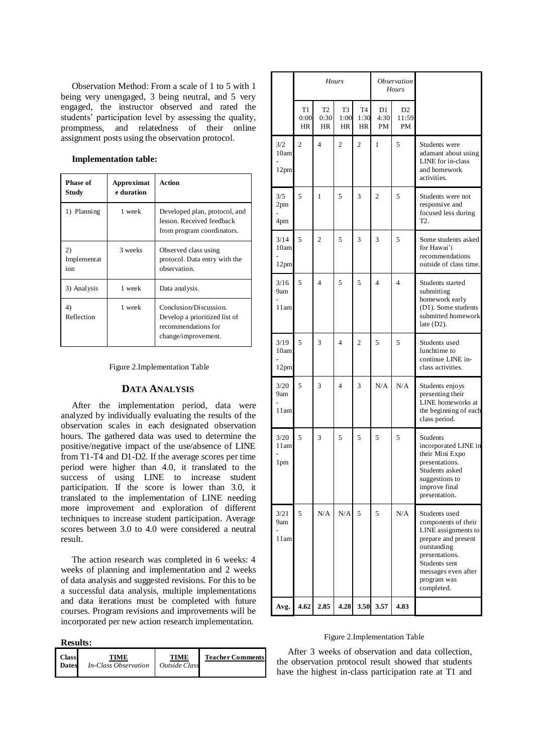Observation Method: From a scale of 1 to 5 with 1 being very unengaged, 3 being neutral, and 5 very engaged, the instructor observed and rated the students' participation level by assessing the quality, promptness, and relatedness of their online assignment posts using the observation protocol.

**Implementation table:**

| Phase of Study | Approximate duration | Action |
|---|---|---|
| 1) Planning | 1 week | Developed plan, protocol, and lesson. Received feedback from program coordinators. |
| 2) Implementation | 3 weeks | Observed class using protocol. Data entry with the observation. |
| 3) Analysis | 1 week | Data analysis. |
| 4) Reflection | 1 week | Conclusion/Discussion. Develop a prioritized list of recommendations for change/improvement. |

Figure 2.Implementation Table

## DATA ANALYSIS

After the implementation period, data were analyzed by individually evaluating the results of the observation scales in each designated observation hours. The gathered data was used to determine the positive/negative impact of the use/absence of LINE from T1-T4 and D1-D2. If the average scores per time period were higher than 4.0, it translated to the success of using LINE to increase student participation. If the score is lower than 3.0, it translated to the implementation of LINE needing more improvement and exploration of different techniques to increase student participation. Average scores between 3.0 to 4.0 were considered a neutral result.

The action research was completed in 6 weeks: 4 weeks of planning and implementation and 2 weeks of data analysis and suggested revisions. For this to be a successful data analysis, multiple implementations and data iterations must be completed with future courses. Program revisions and improvements will be incorporated per new action research implementation.

**Results:**

| Class Dates | TIME *In-Class Observation* | | | | TIME *Outside Class* | | Teacher Comments |
|---|---|---|---|---|---|---|---|
| | *Hours* | | | | *Observation Hours* | | |
| | T1 0:00 HR | T2 0:30 HR | T3 1:00 HR | T4 1:30 HR | D1 4:30 PM | D2 11:59 PM | |
| 3/2 10am - 12pm | 2 | 4 | 2 | 2 | 1 | 5 | Students were adamant about using LINE for in-class and homework activities. |
| 3/5 2pm - 4pm | 5 | 1 | 5 | 3 | 2 | 5 | Students were not responsive and focused less during T2. |
| 3/14 10am - 12pm | 5 | 2 | 5 | 3 | 3 | 5 | Some students asked for Hawai'i recommendations outside of class time. |
| 3/16 9am - 11am | 5 | 4 | 5 | 5 | 4 | 4 | Students started submitting homework early (D1). Some students submitted homework late (D2). |
| 3/19 10am - 12pm | 5 | 3 | 4 | 2 | 5 | 5 | Students used lunchtime to continue LINE in-class activities. |
| 3/20 9am - 11am | 5 | 3 | 4 | 3 | N/A | N/A | Students enjoys presenting their LINE homeworks at the beginning of each class period. |
| 3/20 11am - 1pm | 5 | 3 | 5 | 5 | 5 | 5 | Students incorporated LINE in their Mini Expo presentations. Students asked suggestions to improve final presentation. |
| 3/21 9am - 11am | 5 | N/A | N/A | 5 | 5 | N/A | Students used components of their LINE assignments to prepare and present outstanding presentations. Students sent messages even after program was completed. |
| **Avg.** | **4.62** | **2.85** | **4.28** | **3.50** | **3.57** | **4.83** | |

Figure 2.Implementation Table

After 3 weeks of observation and data collection, the observation protocol result showed that students have the highest in-class participation rate at T1 and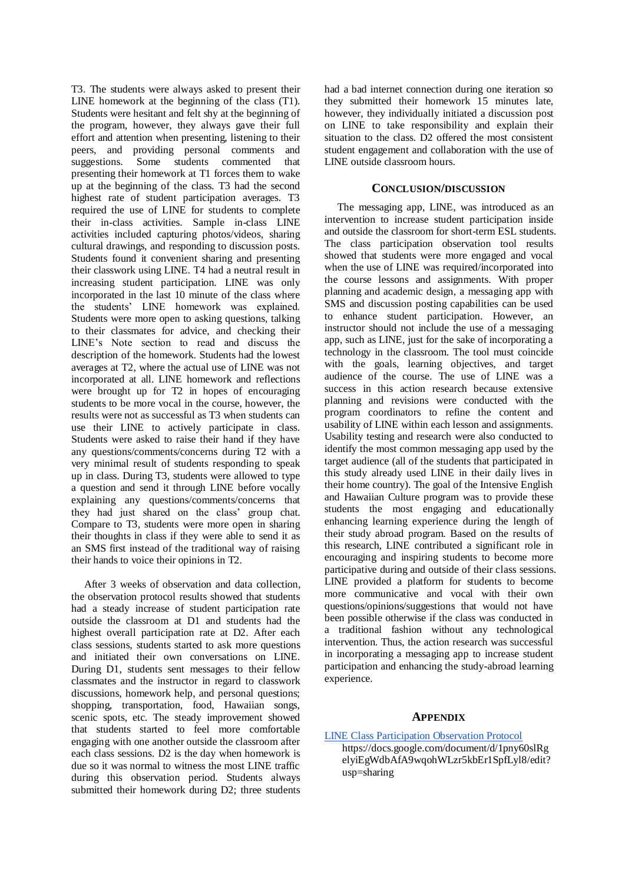T3. The students were always asked to present their LINE homework at the beginning of the class (T1). Students were hesitant and felt shy at the beginning of the program, however, they always gave their full effort and attention when presenting, listening to their peers, and providing personal comments and suggestions. Some students commented that presenting their homework at T1 forces them to wake up at the beginning of the class. T3 had the second highest rate of student participation averages. T3 required the use of LINE for students to complete their in-class activities. Sample in-class LINE activities included capturing photos/videos, sharing cultural drawings, and responding to discussion posts. Students found it convenient sharing and presenting their classwork using LINE. T4 had a neutral result in increasing student participation. LINE was only incorporated in the last 10 minute of the class where the students' LINE homework was explained. Students were more open to asking questions, talking to their classmates for advice, and checking their LINE's Note section to read and discuss the description of the homework. Students had the lowest averages at T2, where the actual use of LINE was not incorporated at all. LINE homework and reflections were brought up for T2 in hopes of encouraging students to be more vocal in the course, however, the results were not as successful as T3 when students can use their LINE to actively participate in class. Students were asked to raise their hand if they have any questions/comments/concerns during T2 with a very minimal result of students responding to speak up in class. During T3, students were allowed to type a question and send it through LINE before vocally explaining any questions/comments/concerns that they had just shared on the class' group chat. Compare to T3, students were more open in sharing their thoughts in class if they were able to send it as an SMS first instead of the traditional way of raising their hands to voice their opinions in T2.

After 3 weeks of observation and data collection, the observation protocol results showed that students had a steady increase of student participation rate outside the classroom at D1 and students had the highest overall participation rate at D2. After each class sessions, students started to ask more questions and initiated their own conversations on LINE. During D1, students sent messages to their fellow classmates and the instructor in regard to classwork discussions, homework help, and personal questions; shopping, transportation, food, Hawaiian songs, scenic spots, etc. The steady improvement showed that students started to feel more comfortable engaging with one another outside the classroom after each class sessions. D2 is the day when homework is due so it was normal to witness the most LINE traffic during this observation period. Students always submitted their homework during D2; three students had a bad internet connection during one iteration so they submitted their homework 15 minutes late, however, they individually initiated a discussion post on LINE to take responsibility and explain their situation to the class. D2 offered the most consistent student engagement and collaboration with the use of LINE outside classroom hours.

## CONCLUSION/DISCUSSION

The messaging app, LINE, was introduced as an intervention to increase student participation inside and outside the classroom for short-term ESL students. The class participation observation tool results showed that students were more engaged and vocal when the use of LINE was required/incorporated into the course lessons and assignments. With proper planning and academic design, a messaging app with SMS and discussion posting capabilities can be used to enhance student participation. However, an instructor should not include the use of a messaging app, such as LINE, just for the sake of incorporating a technology in the classroom. The tool must coincide with the goals, learning objectives, and target audience of the course. The use of LINE was a success in this action research because extensive planning and revisions were conducted with the program coordinators to refine the content and usability of LINE within each lesson and assignments. Usability testing and research were also conducted to identify the most common messaging app used by the target audience (all of the students that participated in this study already used LINE in their daily lives in their home country). The goal of the Intensive English and Hawaiian Culture program was to provide these students the most engaging and educationally enhancing learning experience during the length of their study abroad program. Based on the results of this research, LINE contributed a significant role in encouraging and inspiring students to become more participative during and outside of their class sessions. LINE provided a platform for students to become more communicative and vocal with their own questions/opinions/suggestions that would not have been possible otherwise if the class was conducted in a traditional fashion without any technological intervention. Thus, the action research was successful in incorporating a messaging app to increase student participation and enhancing the study-abroad learning experience.

## APPENDIX

LINE Class Participation Observation Protocol
https://docs.google.com/document/d/1pny60slRgelyiEgWdbAfA9wqohWLzr5kbEr1SpfLyl8/edit?usp=sharing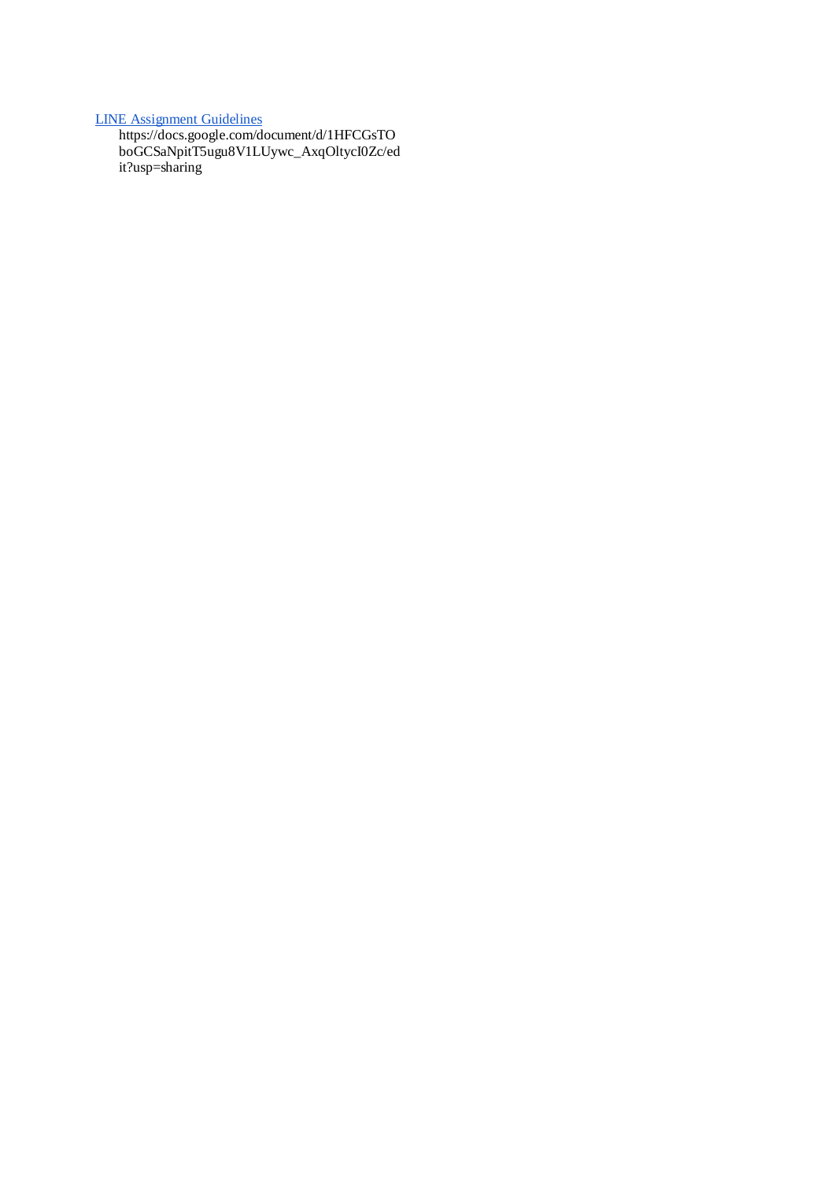LINE Assignment Guidelines

https://docs.google.com/document/d/1HFCGsTOboGCSaNpitT5ugu8V1LUywc_AxqOltycI0Zc/edit?usp=sharing